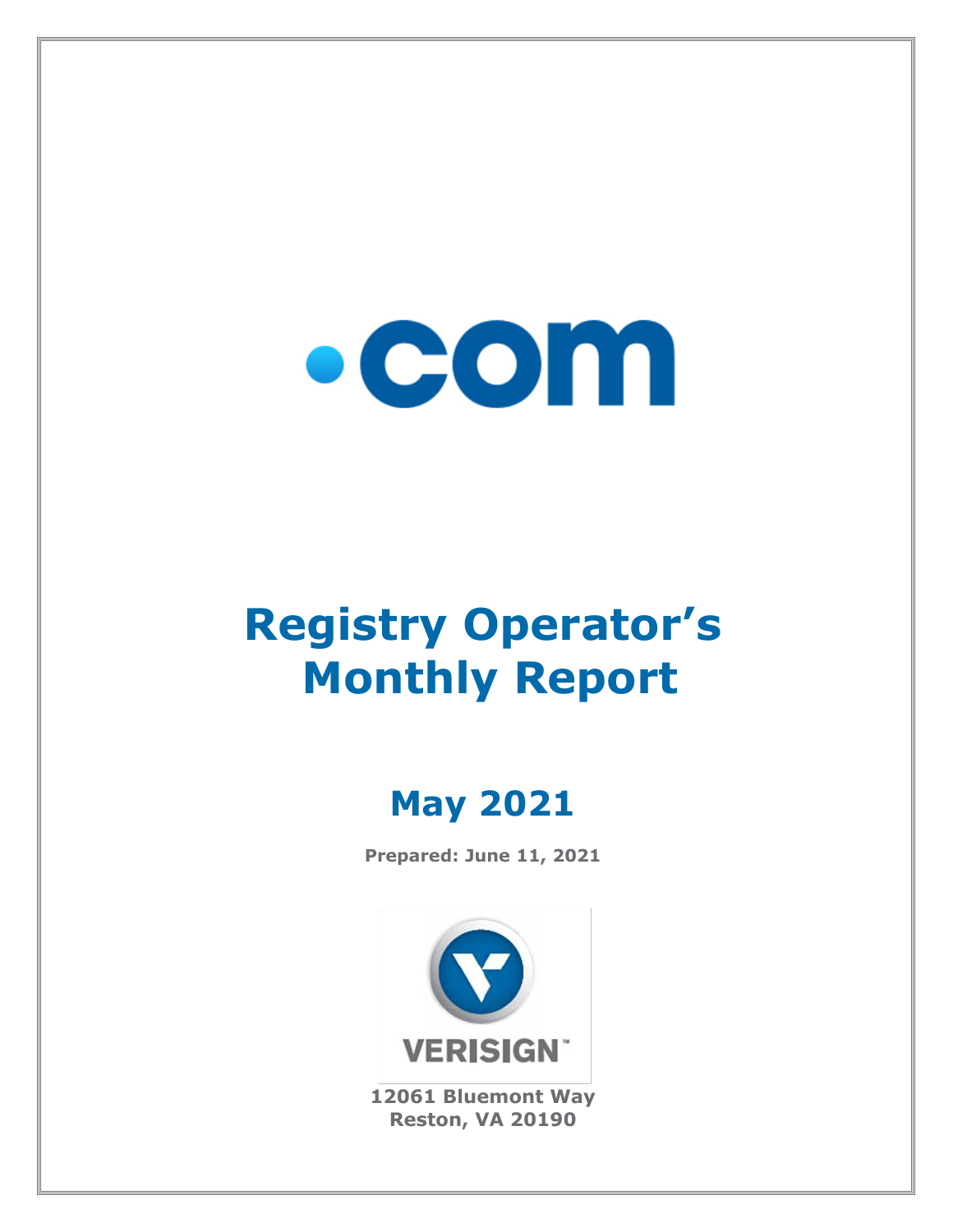.com

# Registry Operator's Monthly Report

## May 2021

**Prepared: June 11, 2021**

VERISIGN

**12061 Bluemont Way**
**Reston, VA 20190**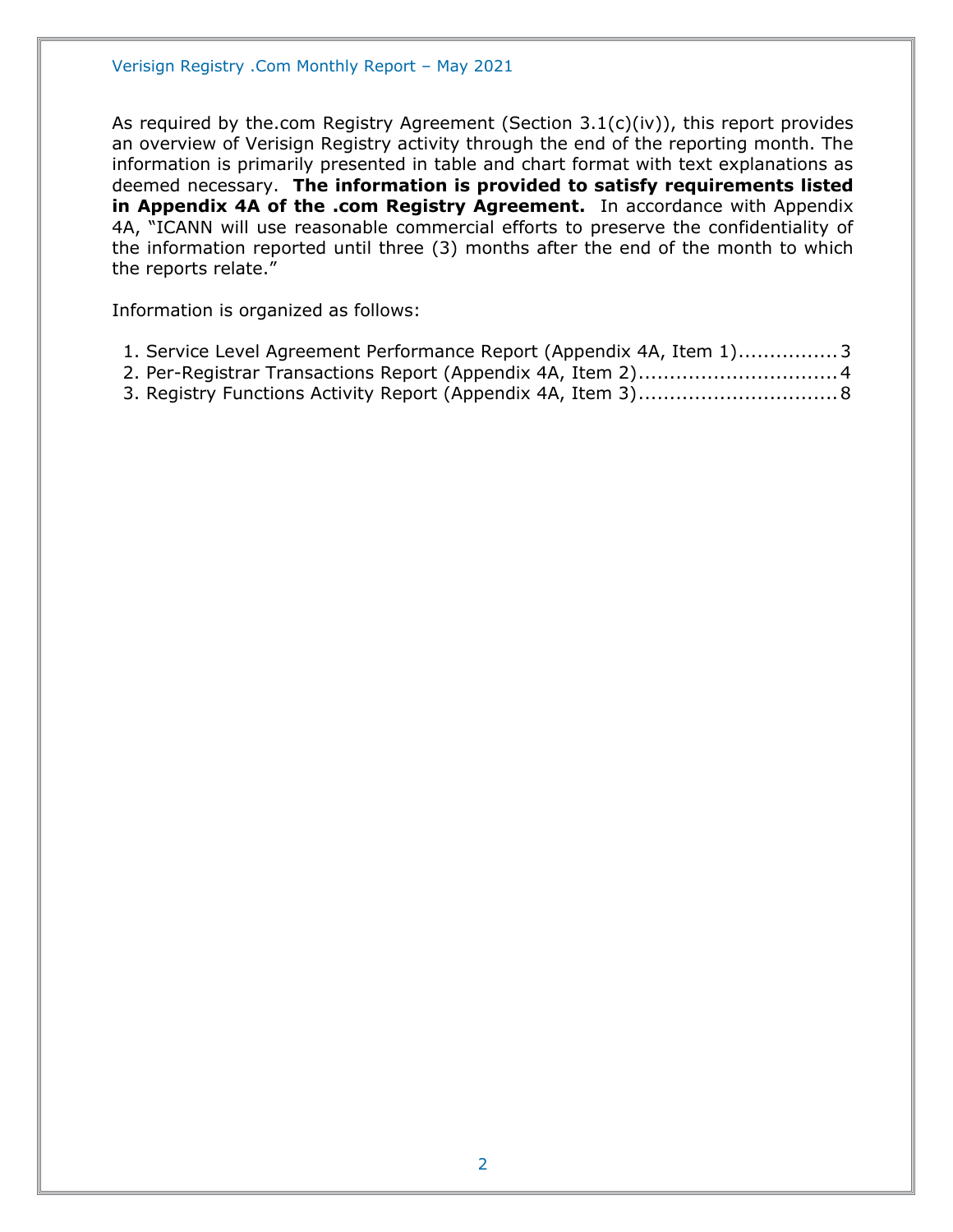As required by the.com Registry Agreement (Section 3.1(c)(iv)), this report provides an overview of Verisign Registry activity through the end of the reporting month. The information is primarily presented in table and chart format with text explanations as deemed necessary. **The information is provided to satisfy requirements listed in Appendix 4A of the .com Registry Agreement.** In accordance with Appendix 4A, "ICANN will use reasonable commercial efforts to preserve the confidentiality of the information reported until three (3) months after the end of the month to which the reports relate."

Information is organized as follows:

1. Service Level Agreement Performance Report (Appendix 4A, Item 1)................3
2. Per-Registrar Transactions Report (Appendix 4A, Item 2)................................4
3. Registry Functions Activity Report (Appendix 4A, Item 3)................................8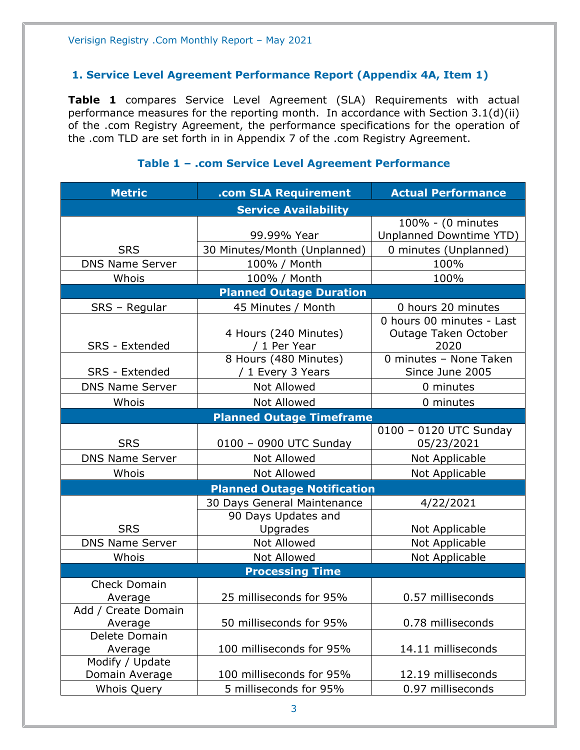## 1. Service Level Agreement Performance Report (Appendix 4A, Item 1)

**Table 1** compares Service Level Agreement (SLA) Requirements with actual performance measures for the reporting month. In accordance with Section 3.1(d)(ii) of the .com Registry Agreement, the performance specifications for the operation of the .com TLD are set forth in in Appendix 7 of the .com Registry Agreement.

### Table 1 – .com Service Level Agreement Performance

| Metric | .com SLA Requirement | Actual Performance |
|---|---|---|
| **Service Availability** | | |
| SRS | 99.99% Year | 100% - (0 minutes Unplanned Downtime YTD) |
| | 30 Minutes/Month (Unplanned) | 0 minutes (Unplanned) |
| DNS Name Server | 100% / Month | 100% |
| Whois | 100% / Month | 100% |
| **Planned Outage Duration** | | |
| SRS – Regular | 45 Minutes / Month | 0 hours 20 minutes |
| SRS - Extended | 4 Hours (240 Minutes) / 1 Per Year | 0 hours 00 minutes - Last Outage Taken October 2020 |
| SRS - Extended | 8 Hours (480 Minutes) / 1 Every 3 Years | 0 minutes – None Taken Since June 2005 |
| DNS Name Server | Not Allowed | 0 minutes |
| Whois | Not Allowed | 0 minutes |
| **Planned Outage Timeframe** | | |
| SRS | 0100 – 0900 UTC Sunday | 0100 – 0120 UTC Sunday 05/23/2021 |
| DNS Name Server | Not Allowed | Not Applicable |
| Whois | Not Allowed | Not Applicable |
| **Planned Outage Notification** | | |
| SRS | 30 Days General Maintenance | 4/22/2021 |
| | 90 Days Updates and Upgrades | Not Applicable |
| DNS Name Server | Not Allowed | Not Applicable |
| Whois | Not Allowed | Not Applicable |
| **Processing Time** | | |
| Check Domain Average | 25 milliseconds for 95% | 0.57 milliseconds |
| Add / Create Domain Average | 50 milliseconds for 95% | 0.78 milliseconds |
| Delete Domain Average | 100 milliseconds for 95% | 14.11 milliseconds |
| Modify / Update Domain Average | 100 milliseconds for 95% | 12.19 milliseconds |
| Whois Query | 5 milliseconds for 95% | 0.97 milliseconds |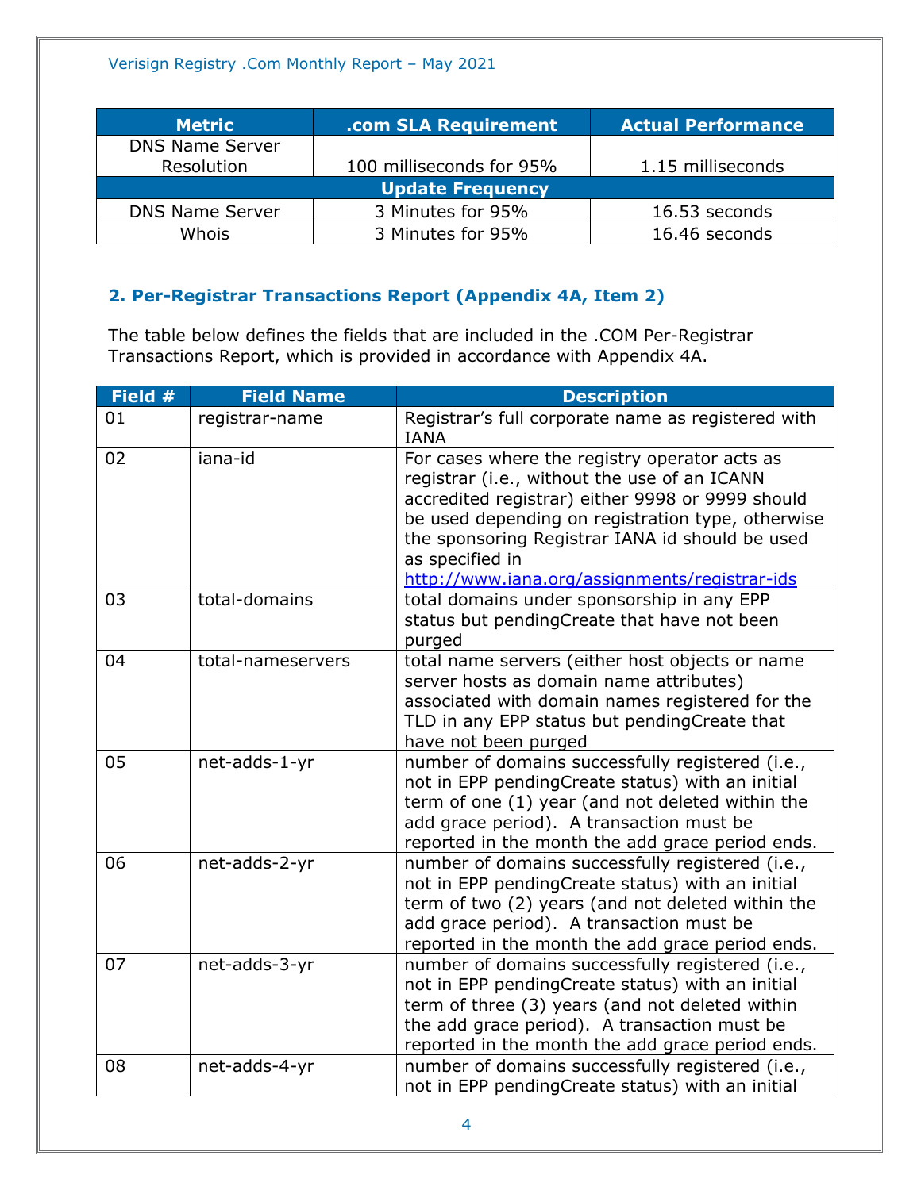| Metric | .com SLA Requirement | Actual Performance |
|---|---|---|
| DNS Name Server Resolution | 100 milliseconds for 95% | 1.15 milliseconds |
| **Update Frequency** | | |
| DNS Name Server | 3 Minutes for 95% | 16.53 seconds |
| Whois | 3 Minutes for 95% | 16.46 seconds |

### 2. Per-Registrar Transactions Report (Appendix 4A, Item 2)

The table below defines the fields that are included in the .COM Per-Registrar Transactions Report, which is provided in accordance with Appendix 4A.

| Field # | Field Name | Description |
|---|---|---|
| 01 | registrar-name | Registrar's full corporate name as registered with IANA |
| 02 | iana-id | For cases where the registry operator acts as registrar (i.e., without the use of an ICANN accredited registrar) either 9998 or 9999 should be used depending on registration type, otherwise the sponsoring Registrar IANA id should be used as specified in http://www.iana.org/assignments/registrar-ids |
| 03 | total-domains | total domains under sponsorship in any EPP status but pendingCreate that have not been purged |
| 04 | total-nameservers | total name servers (either host objects or name server hosts as domain name attributes) associated with domain names registered for the TLD in any EPP status but pendingCreate that have not been purged |
| 05 | net-adds-1-yr | number of domains successfully registered (i.e., not in EPP pendingCreate status) with an initial term of one (1) year (and not deleted within the add grace period). A transaction must be reported in the month the add grace period ends. |
| 06 | net-adds-2-yr | number of domains successfully registered (i.e., not in EPP pendingCreate status) with an initial term of two (2) years (and not deleted within the add grace period). A transaction must be reported in the month the add grace period ends. |
| 07 | net-adds-3-yr | number of domains successfully registered (i.e., not in EPP pendingCreate status) with an initial term of three (3) years (and not deleted within the add grace period). A transaction must be reported in the month the add grace period ends. |
| 08 | net-adds-4-yr | number of domains successfully registered (i.e., not in EPP pendingCreate status) with an initial |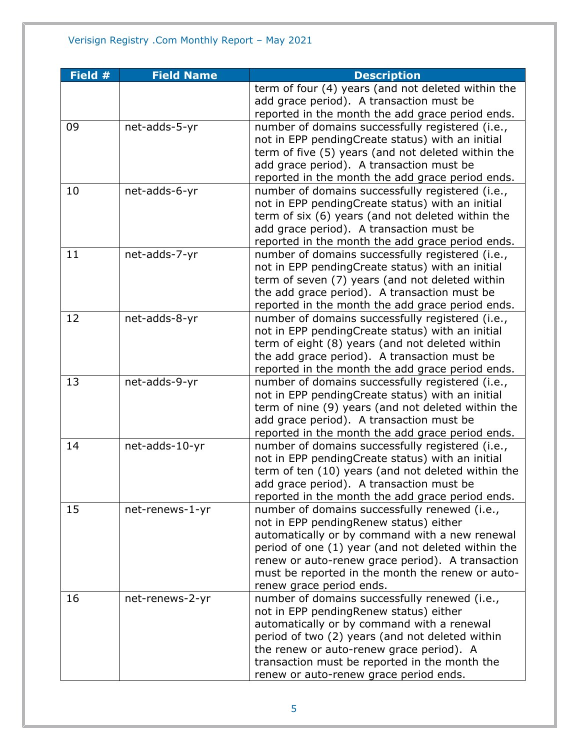| Field # | Field Name | Description |
|---|---|---|
| | | term of four (4) years (and not deleted within the add grace period). A transaction must be reported in the month the add grace period ends. |
| 09 | net-adds-5-yr | number of domains successfully registered (i.e., not in EPP pendingCreate status) with an initial term of five (5) years (and not deleted within the add grace period). A transaction must be reported in the month the add grace period ends. |
| 10 | net-adds-6-yr | number of domains successfully registered (i.e., not in EPP pendingCreate status) with an initial term of six (6) years (and not deleted within the add grace period). A transaction must be reported in the month the add grace period ends. |
| 11 | net-adds-7-yr | number of domains successfully registered (i.e., not in EPP pendingCreate status) with an initial term of seven (7) years (and not deleted within the add grace period). A transaction must be reported in the month the add grace period ends. |
| 12 | net-adds-8-yr | number of domains successfully registered (i.e., not in EPP pendingCreate status) with an initial term of eight (8) years (and not deleted within the add grace period). A transaction must be reported in the month the add grace period ends. |
| 13 | net-adds-9-yr | number of domains successfully registered (i.e., not in EPP pendingCreate status) with an initial term of nine (9) years (and not deleted within the add grace period). A transaction must be reported in the month the add grace period ends. |
| 14 | net-adds-10-yr | number of domains successfully registered (i.e., not in EPP pendingCreate status) with an initial term of ten (10) years (and not deleted within the add grace period). A transaction must be reported in the month the add grace period ends. |
| 15 | net-renews-1-yr | number of domains successfully renewed (i.e., not in EPP pendingRenew status) either automatically or by command with a new renewal period of one (1) year (and not deleted within the renew or auto-renew grace period). A transaction must be reported in the month the renew or auto-renew grace period ends. |
| 16 | net-renews-2-yr | number of domains successfully renewed (i.e., not in EPP pendingRenew status) either automatically or by command with a renewal period of two (2) years (and not deleted within the renew or auto-renew grace period). A transaction must be reported in the month the renew or auto-renew grace period ends. |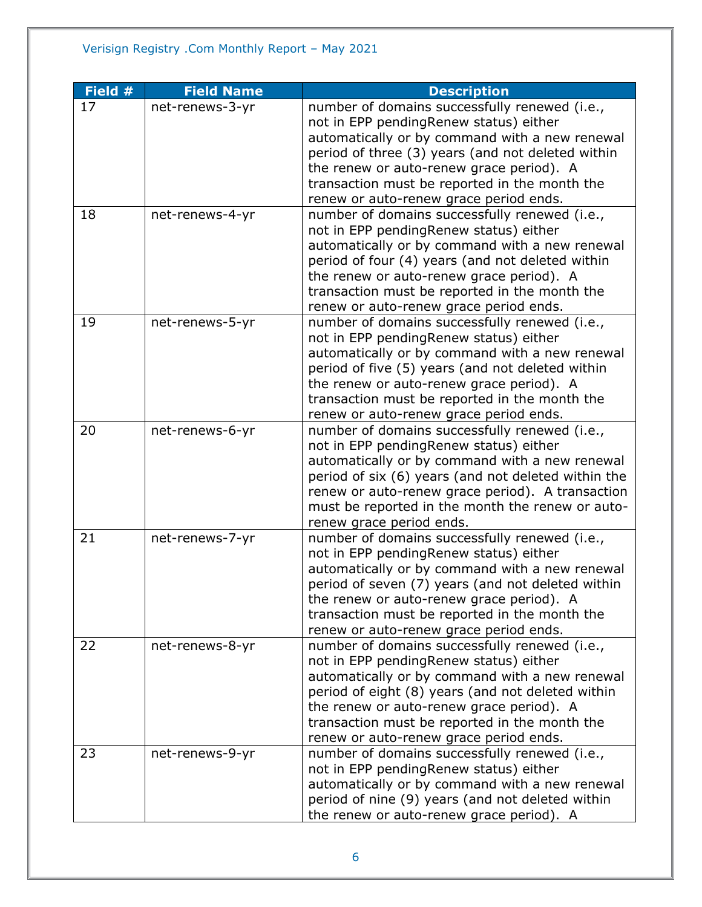| Field # | Field Name | Description |
|---|---|---|
| 17 | net-renews-3-yr | number of domains successfully renewed (i.e., not in EPP pendingRenew status) either automatically or by command with a new renewal period of three (3) years (and not deleted within the renew or auto-renew grace period). A transaction must be reported in the month the renew or auto-renew grace period ends. |
| 18 | net-renews-4-yr | number of domains successfully renewed (i.e., not in EPP pendingRenew status) either automatically or by command with a new renewal period of four (4) years (and not deleted within the renew or auto-renew grace period). A transaction must be reported in the month the renew or auto-renew grace period ends. |
| 19 | net-renews-5-yr | number of domains successfully renewed (i.e., not in EPP pendingRenew status) either automatically or by command with a new renewal period of five (5) years (and not deleted within the renew or auto-renew grace period). A transaction must be reported in the month the renew or auto-renew grace period ends. |
| 20 | net-renews-6-yr | number of domains successfully renewed (i.e., not in EPP pendingRenew status) either automatically or by command with a new renewal period of six (6) years (and not deleted within the renew or auto-renew grace period). A transaction must be reported in the month the renew or auto-renew grace period ends. |
| 21 | net-renews-7-yr | number of domains successfully renewed (i.e., not in EPP pendingRenew status) either automatically or by command with a new renewal period of seven (7) years (and not deleted within the renew or auto-renew grace period). A transaction must be reported in the month the renew or auto-renew grace period ends. |
| 22 | net-renews-8-yr | number of domains successfully renewed (i.e., not in EPP pendingRenew status) either automatically or by command with a new renewal period of eight (8) years (and not deleted within the renew or auto-renew grace period). A transaction must be reported in the month the renew or auto-renew grace period ends. |
| 23 | net-renews-9-yr | number of domains successfully renewed (i.e., not in EPP pendingRenew status) either automatically or by command with a new renewal period of nine (9) years (and not deleted within the renew or auto-renew grace period). A |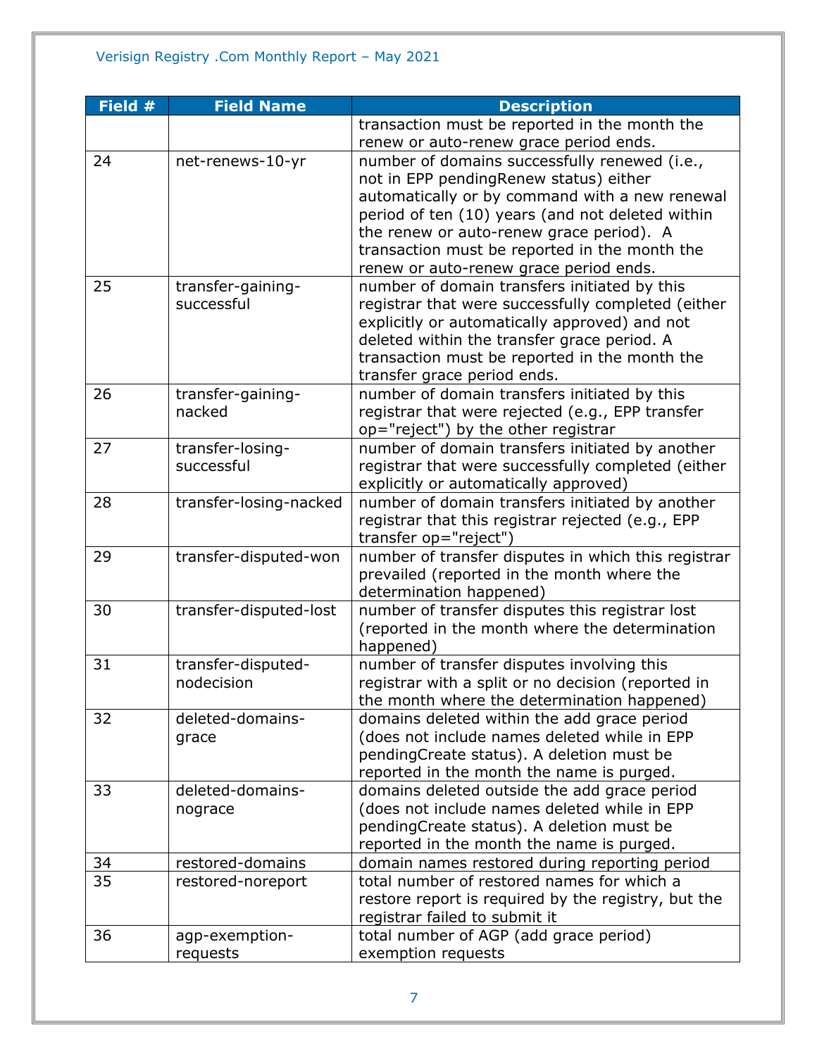| Field # | Field Name | Description |
|---|---|---|
| | | transaction must be reported in the month the renew or auto-renew grace period ends. |
| 24 | net-renews-10-yr | number of domains successfully renewed (i.e., not in EPP pendingRenew status) either automatically or by command with a new renewal period of ten (10) years (and not deleted within the renew or auto-renew grace period). A transaction must be reported in the month the renew or auto-renew grace period ends. |
| 25 | transfer-gaining-successful | number of domain transfers initiated by this registrar that were successfully completed (either explicitly or automatically approved) and not deleted within the transfer grace period. A transaction must be reported in the month the transfer grace period ends. |
| 26 | transfer-gaining-nacked | number of domain transfers initiated by this registrar that were rejected (e.g., EPP transfer op="reject") by the other registrar |
| 27 | transfer-losing-successful | number of domain transfers initiated by another registrar that were successfully completed (either explicitly or automatically approved) |
| 28 | transfer-losing-nacked | number of domain transfers initiated by another registrar that this registrar rejected (e.g., EPP transfer op="reject") |
| 29 | transfer-disputed-won | number of transfer disputes in which this registrar prevailed (reported in the month where the determination happened) |
| 30 | transfer-disputed-lost | number of transfer disputes this registrar lost (reported in the month where the determination happened) |
| 31 | transfer-disputed-nodecision | number of transfer disputes involving this registrar with a split or no decision (reported in the month where the determination happened) |
| 32 | deleted-domains-grace | domains deleted within the add grace period (does not include names deleted while in EPP pendingCreate status). A deletion must be reported in the month the name is purged. |
| 33 | deleted-domains-nograce | domains deleted outside the add grace period (does not include names deleted while in EPP pendingCreate status). A deletion must be reported in the month the name is purged. |
| 34 | restored-domains | domain names restored during reporting period |
| 35 | restored-noreport | total number of restored names for which a restore report is required by the registry, but the registrar failed to submit it |
| 36 | agp-exemption-requests | total number of AGP (add grace period) exemption requests |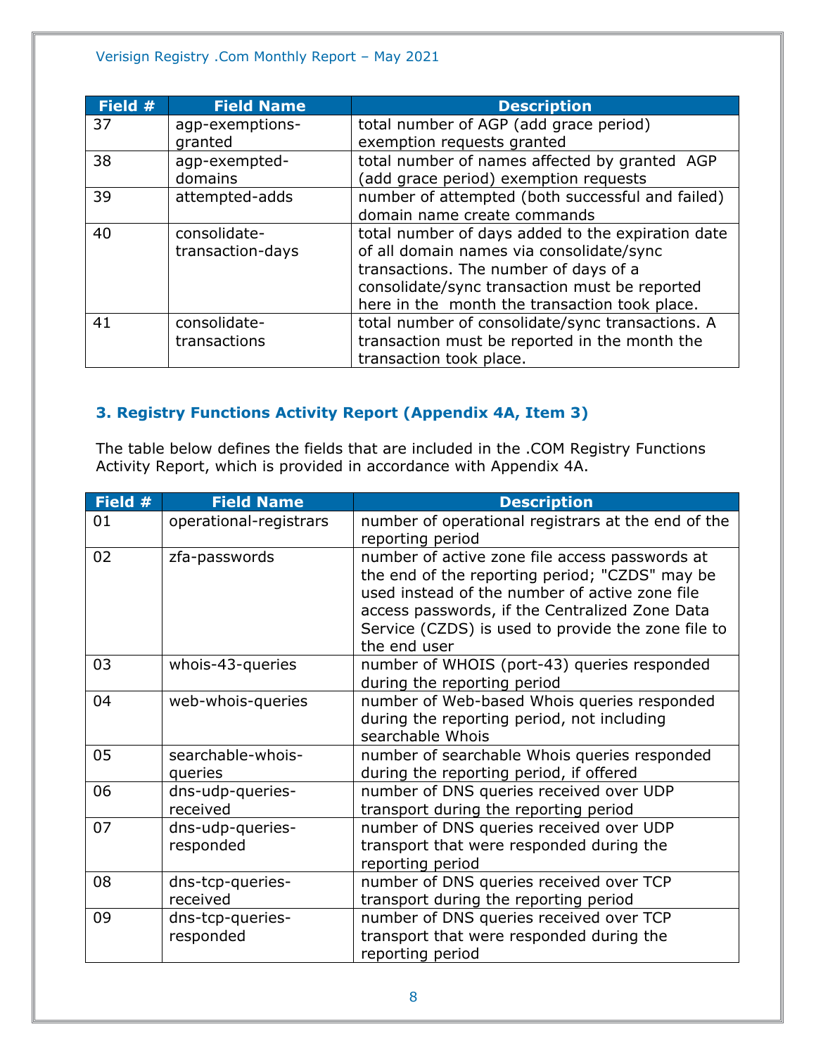| Field # | Field Name | Description |
|---|---|---|
| 37 | agp-exemptions-granted | total number of AGP (add grace period) exemption requests granted |
| 38 | agp-exempted-domains | total number of names affected by granted AGP (add grace period) exemption requests |
| 39 | attempted-adds | number of attempted (both successful and failed) domain name create commands |
| 40 | consolidate-transaction-days | total number of days added to the expiration date of all domain names via consolidate/sync transactions. The number of days of a consolidate/sync transaction must be reported here in the month the transaction took place. |
| 41 | consolidate-transactions | total number of consolidate/sync transactions. A transaction must be reported in the month the transaction took place. |

## 3. Registry Functions Activity Report (Appendix 4A, Item 3)

The table below defines the fields that are included in the .COM Registry Functions Activity Report, which is provided in accordance with Appendix 4A.

| Field # | Field Name | Description |
|---|---|---|
| 01 | operational-registrars | number of operational registrars at the end of the reporting period |
| 02 | zfa-passwords | number of active zone file access passwords at the end of the reporting period; "CZDS" may be used instead of the number of active zone file access passwords, if the Centralized Zone Data Service (CZDS) is used to provide the zone file to the end user |
| 03 | whois-43-queries | number of WHOIS (port-43) queries responded during the reporting period |
| 04 | web-whois-queries | number of Web-based Whois queries responded during the reporting period, not including searchable Whois |
| 05 | searchable-whois-queries | number of searchable Whois queries responded during the reporting period, if offered |
| 06 | dns-udp-queries-received | number of DNS queries received over UDP transport during the reporting period |
| 07 | dns-udp-queries-responded | number of DNS queries received over UDP transport that were responded during the reporting period |
| 08 | dns-tcp-queries-received | number of DNS queries received over TCP transport during the reporting period |
| 09 | dns-tcp-queries-responded | number of DNS queries received over TCP transport that were responded during the reporting period |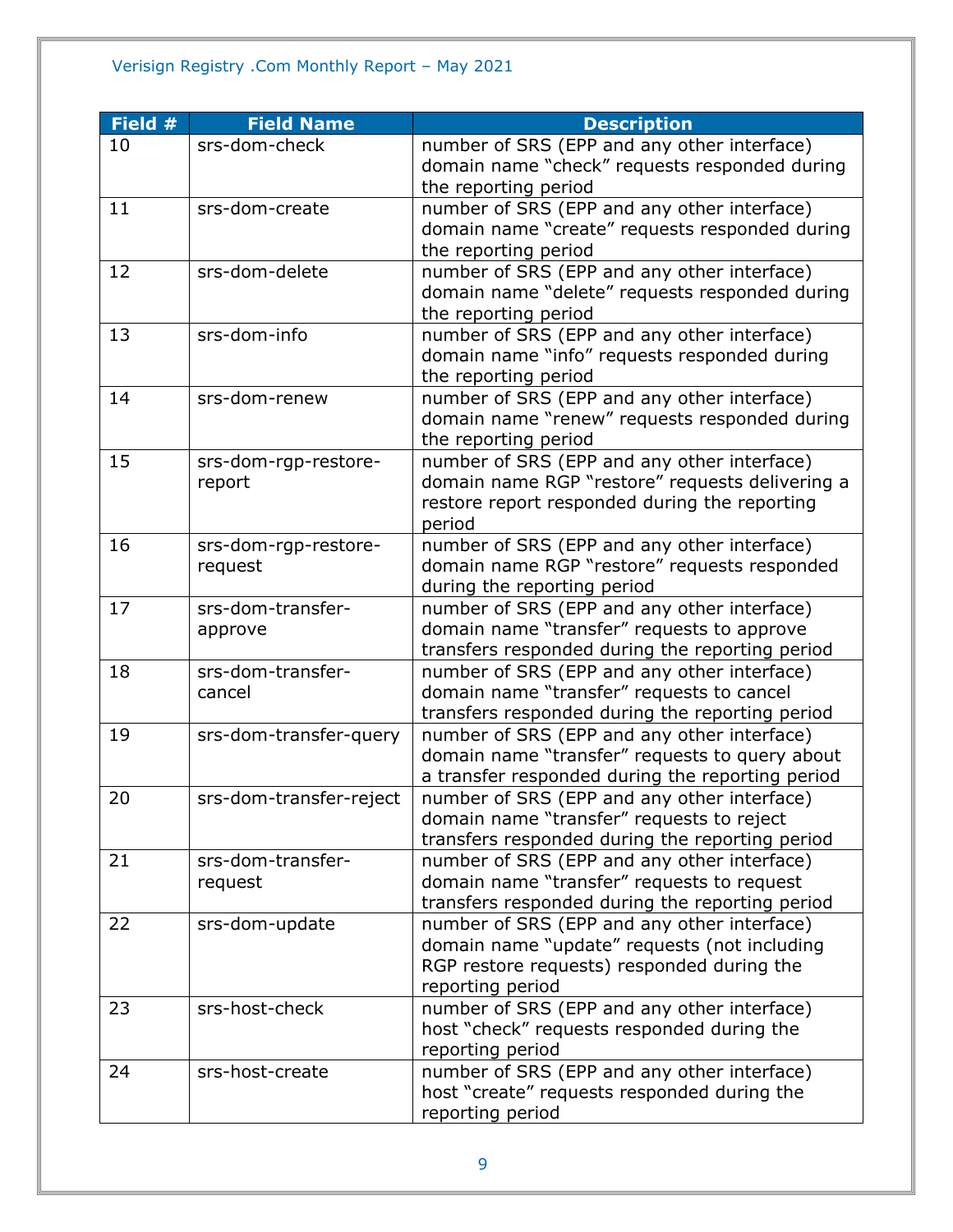| Field # | Field Name | Description |
|---|---|---|
| 10 | srs-dom-check | number of SRS (EPP and any other interface) domain name “check” requests responded during the reporting period |
| 11 | srs-dom-create | number of SRS (EPP and any other interface) domain name “create” requests responded during the reporting period |
| 12 | srs-dom-delete | number of SRS (EPP and any other interface) domain name “delete” requests responded during the reporting period |
| 13 | srs-dom-info | number of SRS (EPP and any other interface) domain name “info” requests responded during the reporting period |
| 14 | srs-dom-renew | number of SRS (EPP and any other interface) domain name “renew” requests responded during the reporting period |
| 15 | srs-dom-rgp-restore-report | number of SRS (EPP and any other interface) domain name RGP “restore” requests delivering a restore report responded during the reporting period |
| 16 | srs-dom-rgp-restore-request | number of SRS (EPP and any other interface) domain name RGP “restore” requests responded during the reporting period |
| 17 | srs-dom-transfer-approve | number of SRS (EPP and any other interface) domain name “transfer” requests to approve transfers responded during the reporting period |
| 18 | srs-dom-transfer-cancel | number of SRS (EPP and any other interface) domain name “transfer” requests to cancel transfers responded during the reporting period |
| 19 | srs-dom-transfer-query | number of SRS (EPP and any other interface) domain name “transfer” requests to query about a transfer responded during the reporting period |
| 20 | srs-dom-transfer-reject | number of SRS (EPP and any other interface) domain name “transfer” requests to reject transfers responded during the reporting period |
| 21 | srs-dom-transfer-request | number of SRS (EPP and any other interface) domain name “transfer” requests to request transfers responded during the reporting period |
| 22 | srs-dom-update | number of SRS (EPP and any other interface) domain name “update” requests (not including RGP restore requests) responded during the reporting period |
| 23 | srs-host-check | number of SRS (EPP and any other interface) host “check” requests responded during the reporting period |
| 24 | srs-host-create | number of SRS (EPP and any other interface) host “create” requests responded during the reporting period |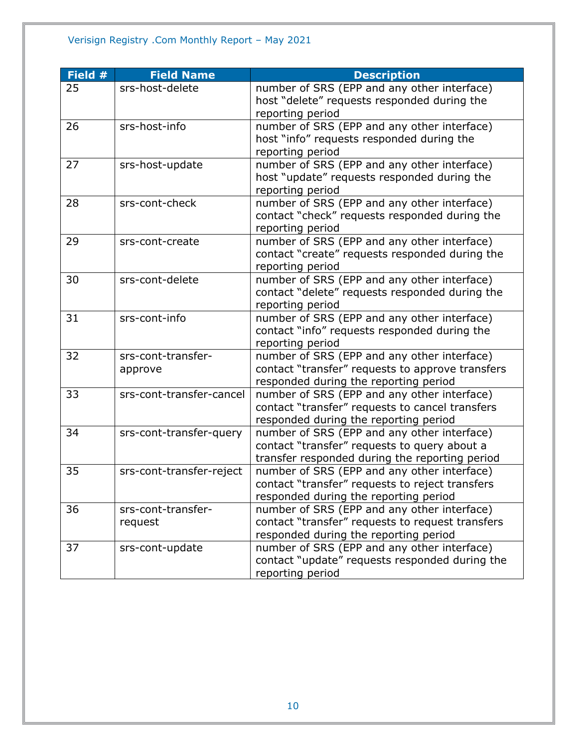| Field # | Field Name | Description |
|---|---|---|
| 25 | srs-host-delete | number of SRS (EPP and any other interface) host “delete” requests responded during the reporting period |
| 26 | srs-host-info | number of SRS (EPP and any other interface) host “info” requests responded during the reporting period |
| 27 | srs-host-update | number of SRS (EPP and any other interface) host “update” requests responded during the reporting period |
| 28 | srs-cont-check | number of SRS (EPP and any other interface) contact “check” requests responded during the reporting period |
| 29 | srs-cont-create | number of SRS (EPP and any other interface) contact “create” requests responded during the reporting period |
| 30 | srs-cont-delete | number of SRS (EPP and any other interface) contact “delete” requests responded during the reporting period |
| 31 | srs-cont-info | number of SRS (EPP and any other interface) contact “info” requests responded during the reporting period |
| 32 | srs-cont-transfer-approve | number of SRS (EPP and any other interface) contact “transfer” requests to approve transfers responded during the reporting period |
| 33 | srs-cont-transfer-cancel | number of SRS (EPP and any other interface) contact “transfer” requests to cancel transfers responded during the reporting period |
| 34 | srs-cont-transfer-query | number of SRS (EPP and any other interface) contact “transfer” requests to query about a transfer responded during the reporting period |
| 35 | srs-cont-transfer-reject | number of SRS (EPP and any other interface) contact “transfer” requests to reject transfers responded during the reporting period |
| 36 | srs-cont-transfer-request | number of SRS (EPP and any other interface) contact “transfer” requests to request transfers responded during the reporting period |
| 37 | srs-cont-update | number of SRS (EPP and any other interface) contact “update” requests responded during the reporting period |